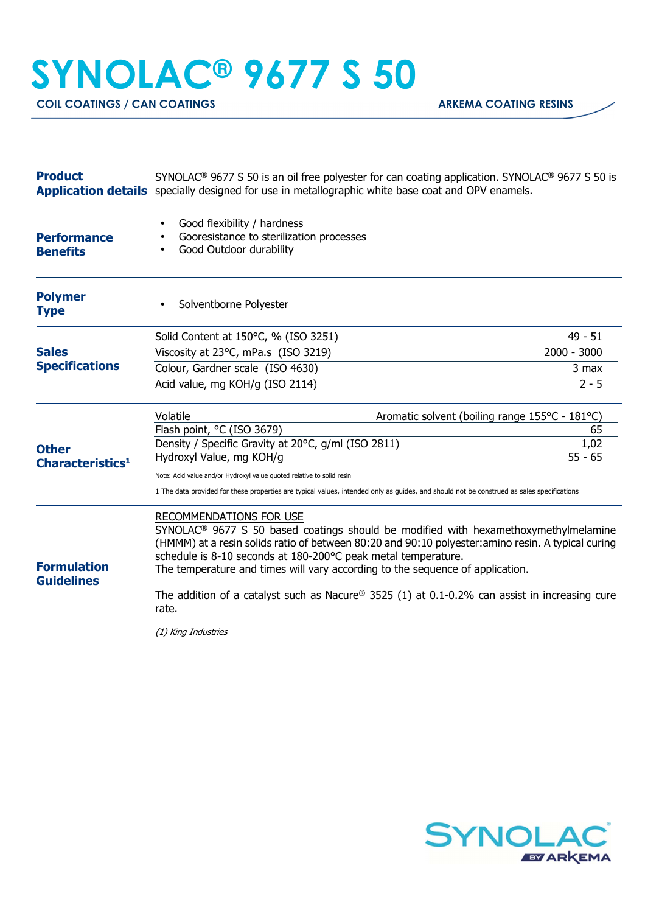# SYNOLAC® 9677 S 50

**COIL COATINGS / CAN COATINGS** **ARKEMA COATING RESINS**

## Product Application details

SYNOLAC® 9677 S 50 is an oil free polyester for can coating application. SYNOLAC® 9677 S 50 is specially designed for use in metallographic white base coat and OPV enamels.

## Performance Benefits

- Good flexibility / hardness
- Gooresistance to sterilization processes
- Good Outdoor durability

## Polymer Type

- Solventborne Polyester

## Sales Specifications

| Property | Value |
|---|---|
| Solid Content at 150°C, % (ISO 3251) | 49 - 51 |
| Viscosity at 23°C, mPa.s (ISO 3219) | 2000 - 3000 |
| Colour, Gardner scale (ISO 4630) | 3 max |
| Acid value, mg KOH/g (ISO 2114) | 2 - 5 |

## Other Characteristics[1]

| Property | Value |
|---|---|
| Volatile | Aromatic solvent (boiling range 155°C - 181°C) |
| Flash point, °C (ISO 3679) | 65 |
| Density / Specific Gravity at 20°C, g/ml (ISO 2811) | 1,02 |
| Hydroxyl Value, mg KOH/g | 55 - 65 |

Note: Acid value and/or Hydroxyl value quoted relative to solid resin

1 The data provided for these properties are typical values, intended only as guides, and should not be construed as sales specifications

## Formulation Guidelines

RECOMMENDATIONS FOR USE

SYNOLAC® 9677 S 50 based coatings should be modified with hexamethoxymethylmelamine (HMMM) at a resin solids ratio of between 80:20 and 90:10 polyester:amino resin. A typical curing schedule is 8-10 seconds at 180-200°C peak metal temperature.
The temperature and times will vary according to the sequence of application.

The addition of a catalyst such as Nacure® 3525 (1) at 0.1-0.2% can assist in increasing cure rate.

*(1) King Industries*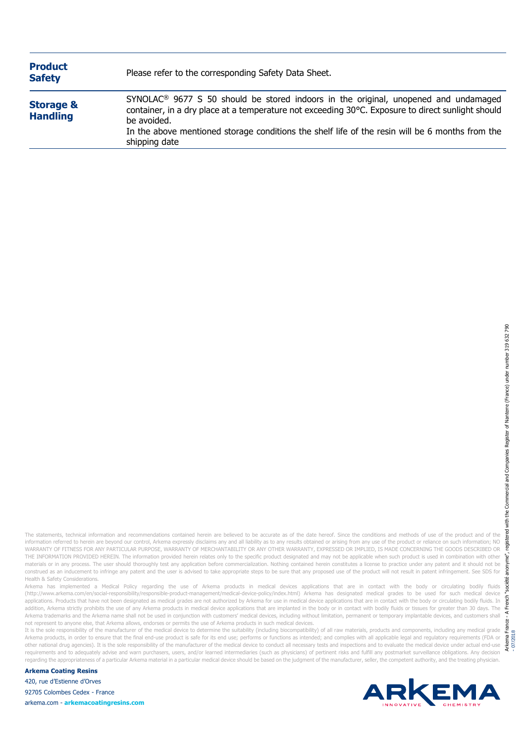| | |
|---|---|
| **Product Safety** | Please refer to the corresponding Safety Data Sheet. |
| **Storage & Handling** | SYNOLAC® 9677 S 50 should be stored indoors in the original, unopened and undamaged container, in a dry place at a temperature not exceeding 30°C. Exposure to direct sunlight should be avoided.<br>In the above mentioned storage conditions the shelf life of the resin will be 6 months from the shipping date |

The statements, technical information and recommendations contained herein are believed to be accurate as of the date hereof. Since the conditions and methods of use of the product and of the information referred to herein are beyond our control, Arkema expressly disclaims any and all liability as to any results obtained or arising from any use of the product or reliance on such information; NO WARRANTY OF FITNESS FOR ANY PARTICULAR PURPOSE, WARRANTY OF MERCHANTABILITY OR ANY OTHER WARRANTY, EXPRESSED OR IMPLIED, IS MADE CONCERNING THE GOODS DESCRIBED OR THE INFORMATION PROVIDED HEREIN. The information provided herein relates only to the specific product designated and may not be applicable when such product is used in combination with other materials or in any process. The user should thoroughly test any application before commercialization. Nothing contained herein constitutes a license to practice under any patent and it should not be construed as an inducement to infringe any patent and the user is advised to take appropriate steps to be sure that any proposed use of the product will not result in patent infringement. See SDS for Health & Safety Considerations.

Arkema has implemented a Medical Policy regarding the use of Arkema products in medical devices applications that are in contact with the body or circulating bodily fluids (http://www.arkema.com/en/social-responsibility/responsible-product-management/medical-device-policy/index.html) Arkema has designated medical grades to be used for such medical device applications. Products that have not been designated as medical grades are not authorized by Arkema for use in medical device applications that are in contact with the body or circulating bodily fluids. In addition, Arkema strictly prohibits the use of any Arkema products in medical device applications that are implanted in the body or in contact with bodily fluids or tissues for greater than 30 days. The Arkema trademarks and the Arkema name shall not be used in conjunction with customers' medical devices, including without limitation, permanent or temporary implantable devices, and customers shall not represent to anyone else, that Arkema allows, endorses or permits the use of Arkema products in such medical devices.

It is the sole responsibility of the manufacturer of the medical device to determine the suitability (including biocompatibility) of all raw materials, products and components, including any medical grade Arkema products, in order to ensure that the final end-use product is safe for its end use; performs or functions as intended; and complies with all applicable legal and regulatory requirements (FDA or other national drug agencies). It is the sole responsibility of the manufacturer of the medical device to conduct all necessary tests and inspections and to evaluate the medical device under actual end-use requirements and to adequately advise and warn purchasers, users, and/or learned intermediaries (such as physicians) of pertinent risks and fulfill any postmarket surveillance obligations. Any decision regarding the appropriateness of a particular Arkema material in a particular medical device should be based on the judgment of the manufacturer, seller, the competent authority, and the treating physician.

**Arkema Coating Resins**
420, rue d'Estienne d'Orves
92705 Colombes Cedex - France
arkema.com - **arkemacoatingresins.com**

ARKEMA INNOVATIVE CHEMISTRY

Arkema France - A French "société anonyme", registered with the Commercial and Companies Register of Nanterre (France) under number 319 632 790 - 07/2018